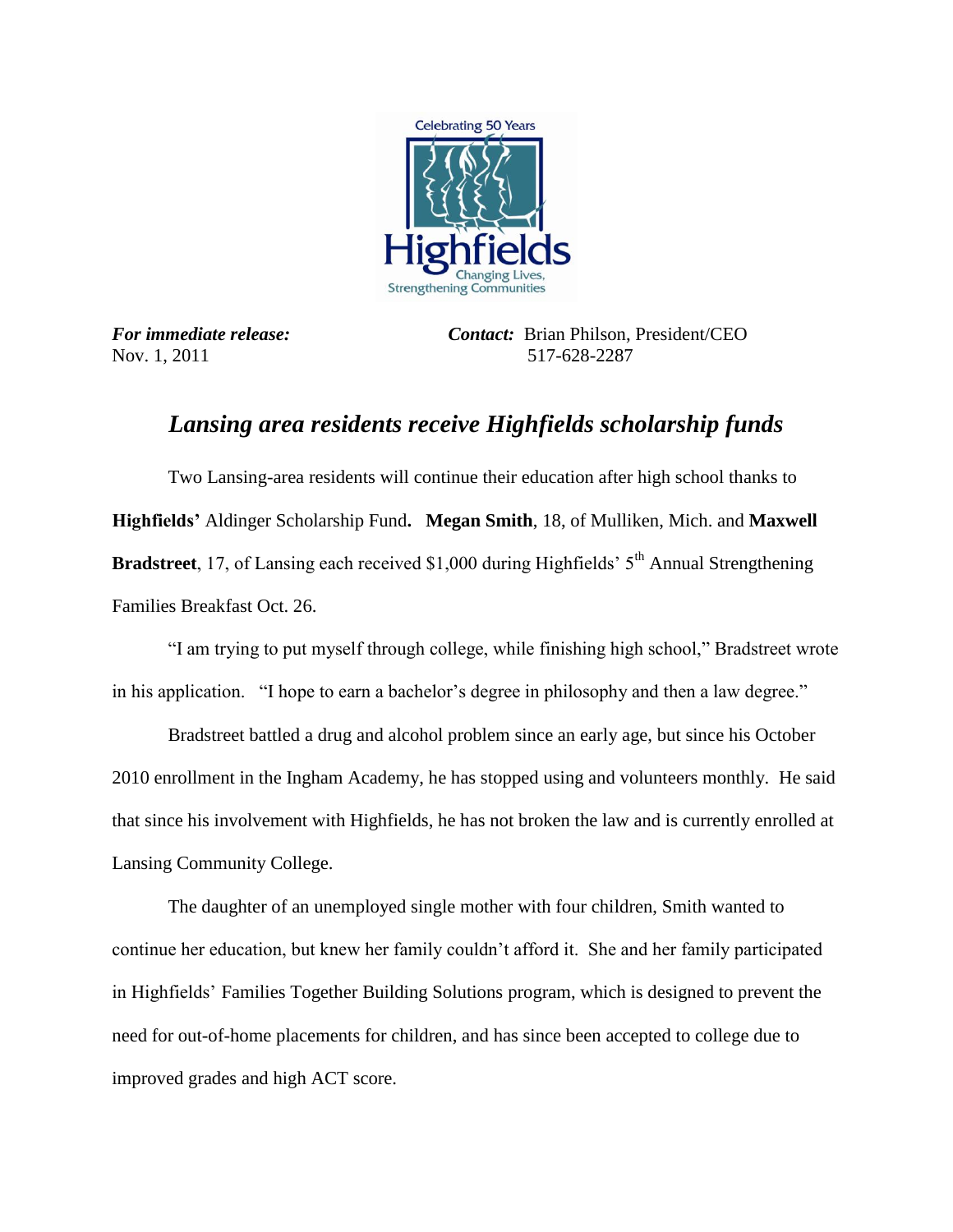Celebrating 50 Years

Highfields

Changing Lives, Strengthening Communities

***For immediate release:*** Nov. 1, 2011

***Contact:*** Brian Philson, President/CEO 517-628-2287

# *Lansing area residents receive Highfields scholarship funds*

Two Lansing-area residents will continue their education after high school thanks to **Highfields'** Aldinger Scholarship Fund**. Megan Smith**, 18, of Mulliken, Mich. and **Maxwell Bradstreet**, 17, of Lansing each received $1,000 during Highfields' 5th Annual Strengthening Families Breakfast Oct. 26.

"I am trying to put myself through college, while finishing high school," Bradstreet wrote in his application. "I hope to earn a bachelor's degree in philosophy and then a law degree."

Bradstreet battled a drug and alcohol problem since an early age, but since his October 2010 enrollment in the Ingham Academy, he has stopped using and volunteers monthly. He said that since his involvement with Highfields, he has not broken the law and is currently enrolled at Lansing Community College.

The daughter of an unemployed single mother with four children, Smith wanted to continue her education, but knew her family couldn't afford it. She and her family participated in Highfields' Families Together Building Solutions program, which is designed to prevent the need for out-of-home placements for children, and has since been accepted to college due to improved grades and high ACT score.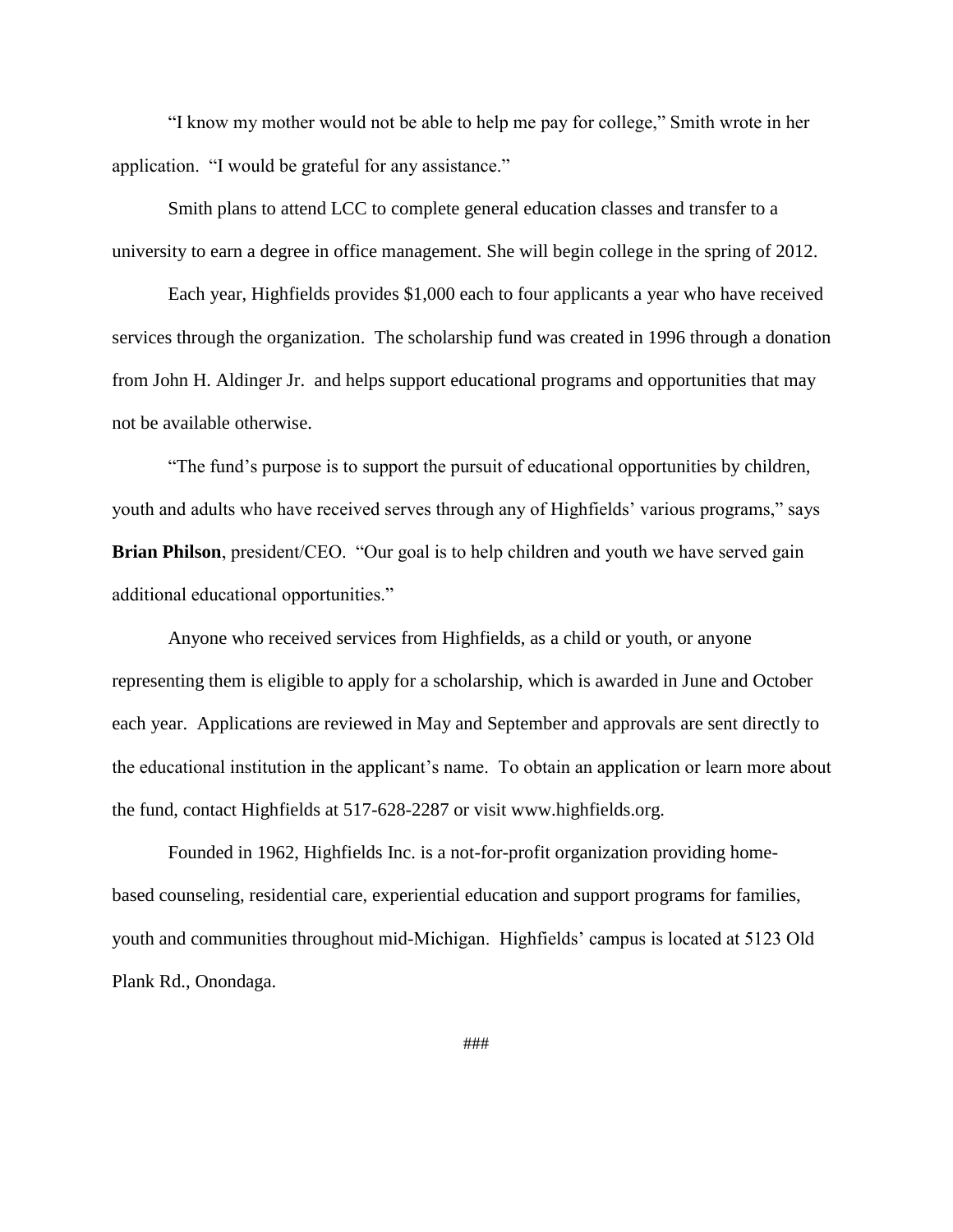"I know my mother would not be able to help me pay for college," Smith wrote in her application. "I would be grateful for any assistance."

Smith plans to attend LCC to complete general education classes and transfer to a university to earn a degree in office management. She will begin college in the spring of 2012.

Each year, Highfields provides $1,000 each to four applicants a year who have received services through the organization. The scholarship fund was created in 1996 through a donation from John H. Aldinger Jr. and helps support educational programs and opportunities that may not be available otherwise.

"The fund's purpose is to support the pursuit of educational opportunities by children, youth and adults who have received serves through any of Highfields' various programs," says **Brian Philson**, president/CEO. "Our goal is to help children and youth we have served gain additional educational opportunities."

Anyone who received services from Highfields, as a child or youth, or anyone representing them is eligible to apply for a scholarship, which is awarded in June and October each year. Applications are reviewed in May and September and approvals are sent directly to the educational institution in the applicant's name. To obtain an application or learn more about the fund, contact Highfields at 517-628-2287 or visit www.highfields.org.

Founded in 1962, Highfields Inc. is a not-for-profit organization providing home-based counseling, residential care, experiential education and support programs for families, youth and communities throughout mid-Michigan. Highfields' campus is located at 5123 Old Plank Rd., Onondaga.

###